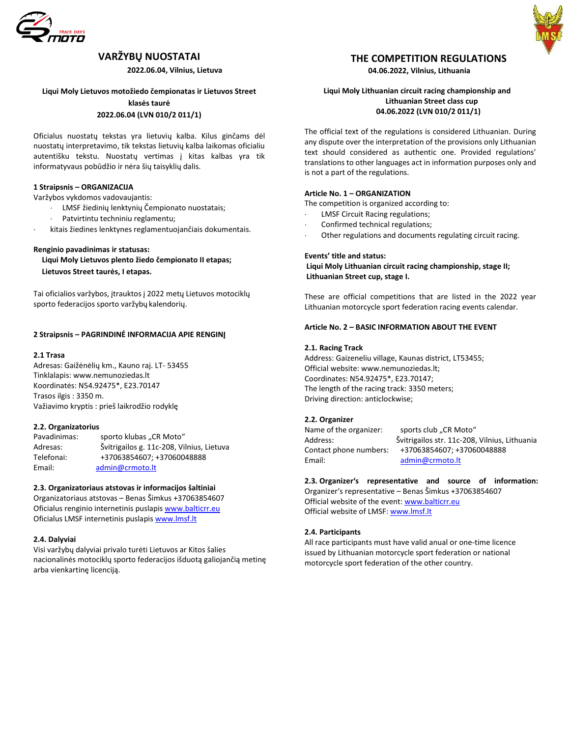# VARŽYBŲ NUOSTATAI

**2022.06.04, Vilnius, Lietuva**

**Liqui Moly Lietuvos motožiedo čempionatas ir Lietuvos Street klasės taurė**
**2022.06.04 (LVN 010/2 011/1)**

Oficialus nuostatų tekstas yra lietuvių kalba. Kilus ginčams dėl nuostatų interpretavimo, tik tekstas lietuvių kalba laikomas oficialiu autentišku tekstu. Nuostatų vertimas į kitas kalbas yra tik informatyvaus pobūdžio ir nėra šių taisyklių dalis.

**1 Straipsnis – ORGANIZACIJA**

Varžybos vykdomos vadovaujantis:

- LMSF žiedinių lenktynių Čempionato nuostatais;
- Patvirtintu techniniu reglamentu;
- kitais žiedines lenktynes reglamentuojančiais dokumentais.

**Renginio pavadinimas ir statusas:**

**Liqui Moly Lietuvos plento žiedo čempionato II etapas;**
**Lietuvos Street taurės, I etapas.**

Tai oficialios varžybos, įtrauktos į 2022 metų Lietuvos motociklų sporto federacijos sporto varžybų kalendorių.

**2 Straipsnis – PAGRINDINĖ INFORMACIJA APIE RENGINĮ**

**2.1 Trasa**

Adresas: Gaižėnėlių km., Kauno raj. LT- 53455
Tinklalapis: www.nemunoziedas.lt
Koordinatės: N54.92475*, E23.70147
Trasos ilgis : 3350 m.
Važiavimo kryptis : prieš laikrodžio rodyklę

**2.2. Organizatorius**

| | |
|---|---|
| Pavadinimas: | sporto klubas „CR Moto“ |
| Adresas: | Švitrigailos g. 11c-208, Vilnius, Lietuva |
| Telefonai: | +37063854607; +37060048888 |
| Email: | admin@crmoto.lt |

**2.3. Organizatoriaus atstovas ir informacijos šaltiniai**

Organizatoriaus atstovas – Benas Šimkus +37063854607
Oficialus renginio internetinis puslapis www.balticrr.eu
Oficialus LMSF internetinis puslapis www.lmsf.lt

**2.4. Dalyviai**

Visi varžybų dalyviai privalo turėti Lietuvos ar Kitos šalies nacionalinės motociklų sporto federacijos išduotą galiojančią metinę arba vienkartinę licenciją.

# THE COMPETITION REGULATIONS

**04.06.2022, Vilnius, Lithuania**

**Liqui Moly Lithuanian circuit racing championship and Lithuanian Street class cup**
**04.06.2022 (LVN 010/2 011/1)**

The official text of the regulations is considered Lithuanian. During any dispute over the interpretation of the provisions only Lithuanian text should considered as authentic one. Provided regulations' translations to other languages act in information purposes only and is not a part of the regulations.

**Article No. 1 – ORGANIZATION**

The competition is organized according to:

- LMSF Circuit Racing regulations;
- Confirmed technical regulations;
- Other regulations and documents regulating circuit racing.

**Events' title and status:**

**Liqui Moly Lithuanian circuit racing championship, stage II;**
**Lithuanian Street cup, stage I.**

These are official competitions that are listed in the 2022 year Lithuanian motorcycle sport federation racing events calendar.

**Article No. 2 – BASIC INFORMATION ABOUT THE EVENT**

**2.1. Racing Track**

Address: Gaizeneliu village, Kaunas district, LT53455;
Official website: www.nemunoziedas.lt;
Coordinates: N54.92475*, E23.70147;
The length of the racing track: 3350 meters;
Driving direction: anticlockwise;

**2.2. Organizer**

| | |
|---|---|
| Name of the organizer: | sports club „CR Moto“ |
| Address: | Švitrigailos str. 11c-208, Vilnius, Lithuania |
| Contact phone numbers: | +37063854607; +37060048888 |
| Email: | admin@crmoto.lt |

**2.3. Organizer's representative and source of information:**

Organizer's representative – Benas Šimkus +37063854607
Official website of the event: www.balticrr.eu
Official website of LMSF: www.lmsf.lt

**2.4. Participants**

All race participants must have valid anual or one-time licence issued by Lithuanian motorcycle sport federation or national motorcycle sport federation of the other country.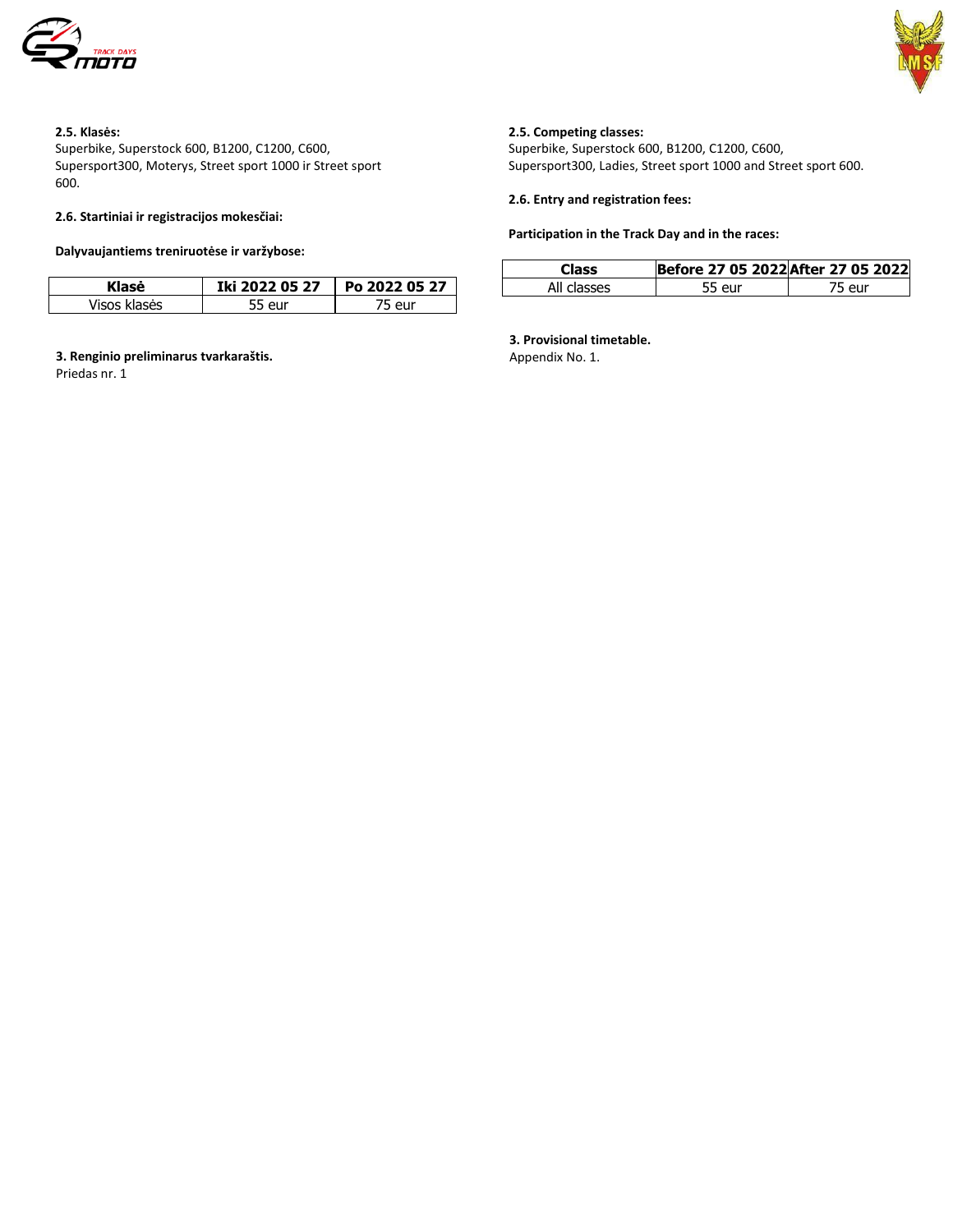**2.5. Klasės:**
Superbike, Superstock 600, B1200, C1200, C600, Supersport300, Moterys, Street sport 1000 ir Street sport 600.

**2.6. Startiniai ir registracijos mokesčiai:**

**Dalyvaujantiems treniruotėse ir varžybose:**

| Klasė | Iki 2022 05 27 | Po 2022 05 27 |
|---|---|---|
| Visos klasės | 55 eur | 75 eur |

**3. Renginio preliminarus tvarkaraštis.**
Priedas nr. 1

**2.5. Competing classes:**
Superbike, Superstock 600, B1200, C1200, C600, Supersport300, Ladies, Street sport 1000 and Street sport 600.

**2.6. Entry and registration fees:**

**Participation in the Track Day and in the races:**

| Class | Before 27 05 2022 | After 27 05 2022 |
|---|---|---|
| All classes | 55 eur | 75 eur |

**3. Provisional timetable.**
Appendix No. 1.